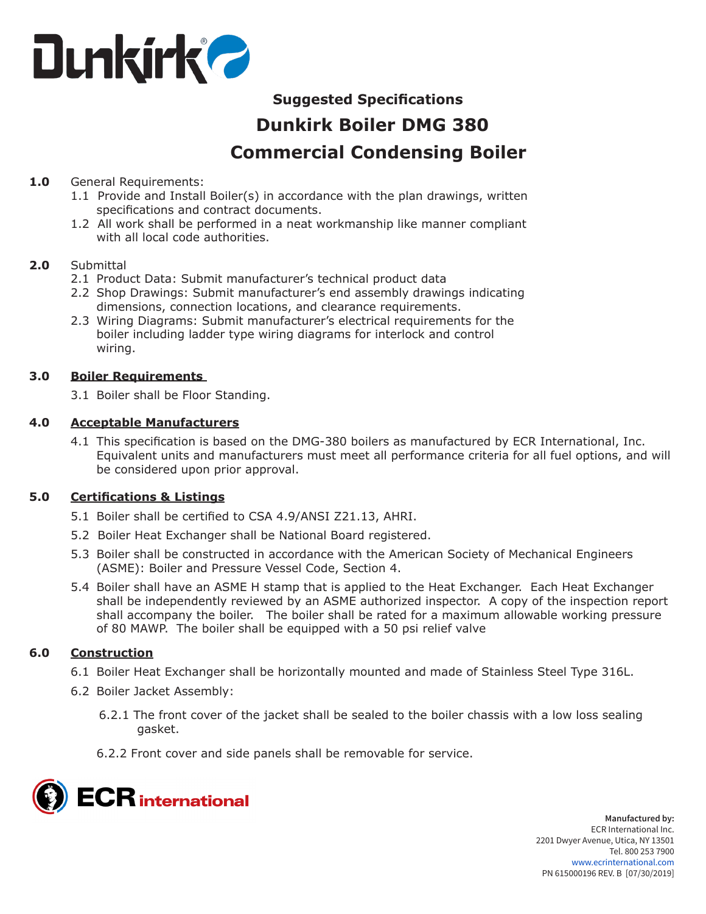Dunkirk®

## Suggested Specifications

# Dunkirk Boiler DMG 380

# Commercial Condensing Boiler

**1.0** General Requirements:

- 1.1 Provide and Install Boiler(s) in accordance with the plan drawings, written specifications and contract documents.
- 1.2 All work shall be performed in a neat workmanship like manner compliant with all local code authorities.

**2.0** Submittal

- 2.1 Product Data: Submit manufacturer's technical product data
- 2.2 Shop Drawings: Submit manufacturer's end assembly drawings indicating dimensions, connection locations, and clearance requirements.
- 2.3 Wiring Diagrams: Submit manufacturer's electrical requirements for the boiler including ladder type wiring diagrams for interlock and control wiring.

**3.0** **Boiler Requirements**

- 3.1 Boiler shall be Floor Standing.

**4.0** **Acceptable Manufacturers**

- 4.1 This specification is based on the DMG-380 boilers as manufactured by ECR International, Inc. Equivalent units and manufacturers must meet all performance criteria for all fuel options, and will be considered upon prior approval.

**5.0** **Certifications & Listings**

- 5.1 Boiler shall be certified to CSA 4.9/ANSI Z21.13, AHRI.
- 5.2 Boiler Heat Exchanger shall be National Board registered.
- 5.3 Boiler shall be constructed in accordance with the American Society of Mechanical Engineers (ASME): Boiler and Pressure Vessel Code, Section 4.
- 5.4 Boiler shall have an ASME H stamp that is applied to the Heat Exchanger. Each Heat Exchanger shall be independently reviewed by an ASME authorized inspector. A copy of the inspection report shall accompany the boiler. The boiler shall be rated for a maximum allowable working pressure of 80 MAWP. The boiler shall be equipped with a 50 psi relief valve

**6.0** **Construction**

- 6.1 Boiler Heat Exchanger shall be horizontally mounted and made of Stainless Steel Type 316L.
- 6.2 Boiler Jacket Assembly:
  - 6.2.1 The front cover of the jacket shall be sealed to the boiler chassis with a low loss sealing gasket.
  - 6.2.2 Front cover and side panels shall be removable for service.

ECR international

**Manufactured by:**
ECR International Inc.
2201 Dwyer Avenue, Utica, NY 13501
Tel. 800 253 7900
www.ecrinternational.com
PN 615000196 REV. B [07/30/2019]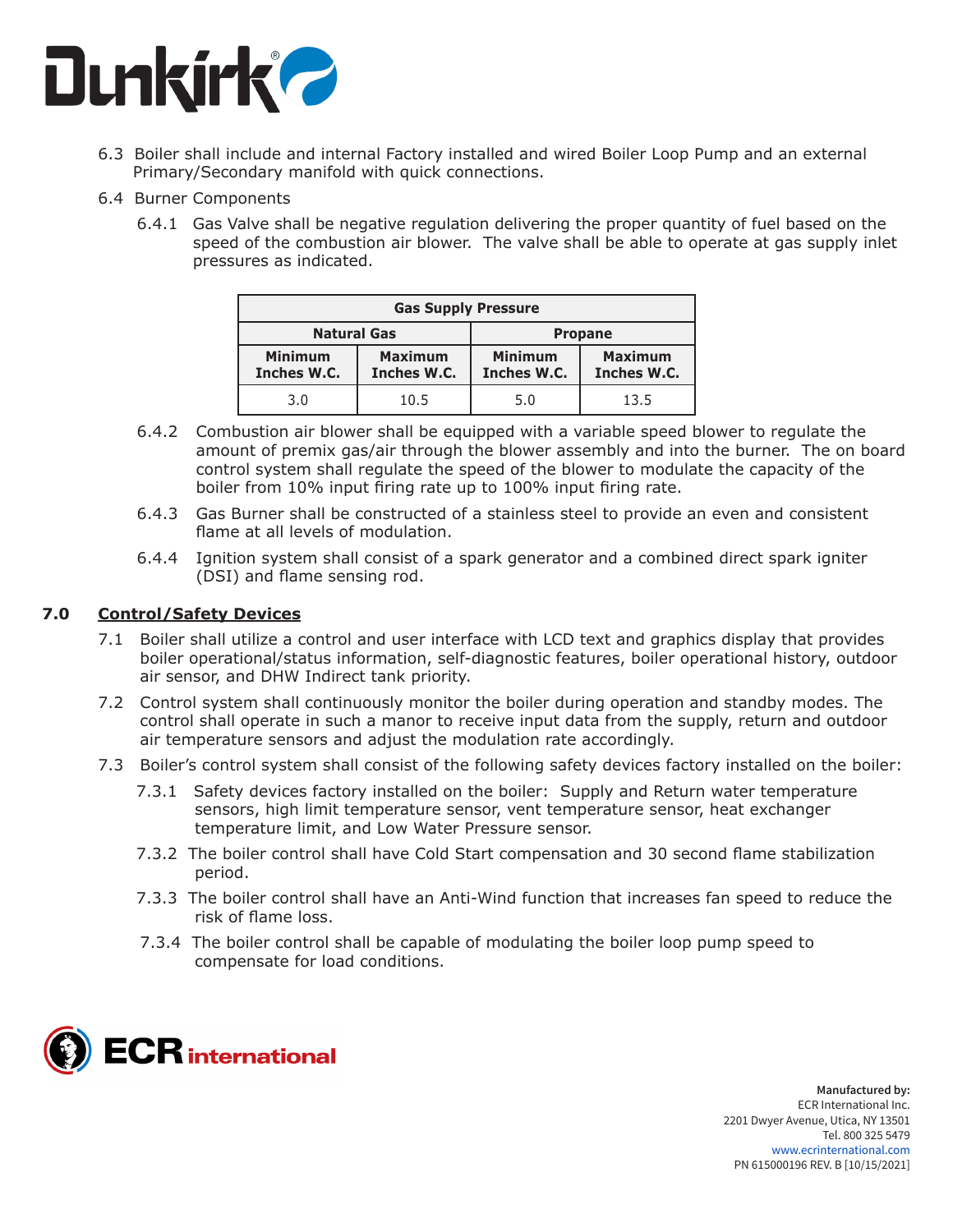6.3 Boiler shall include and internal Factory installed and wired Boiler Loop Pump and an external Primary/Secondary manifold with quick connections.

6.4 Burner Components

6.4.1 Gas Valve shall be negative regulation delivering the proper quantity of fuel based on the speed of the combustion air blower. The valve shall be able to operate at gas supply inlet pressures as indicated.

| Gas Supply Pressure | | | |
|---|---|---|---|
| **Natural Gas** | | **Propane** | |
| **Minimum Inches W.C.** | **Maximum Inches W.C.** | **Minimum Inches W.C.** | **Maximum Inches W.C.** |
| 3.0 | 10.5 | 5.0 | 13.5 |

6.4.2 Combustion air blower shall be equipped with a variable speed blower to regulate the amount of premix gas/air through the blower assembly and into the burner. The on board control system shall regulate the speed of the blower to modulate the capacity of the boiler from 10% input firing rate up to 100% input firing rate.

6.4.3 Gas Burner shall be constructed of a stainless steel to provide an even and consistent flame at all levels of modulation.

6.4.4 Ignition system shall consist of a spark generator and a combined direct spark igniter (DSI) and flame sensing rod.

## 7.0 Control/Safety Devices

7.1 Boiler shall utilize a control and user interface with LCD text and graphics display that provides boiler operational/status information, self-diagnostic features, boiler operational history, outdoor air sensor, and DHW Indirect tank priority.

7.2 Control system shall continuously monitor the boiler during operation and standby modes. The control shall operate in such a manor to receive input data from the supply, return and outdoor air temperature sensors and adjust the modulation rate accordingly.

7.3 Boiler's control system shall consist of the following safety devices factory installed on the boiler:

7.3.1 Safety devices factory installed on the boiler: Supply and Return water temperature sensors, high limit temperature sensor, vent temperature sensor, heat exchanger temperature limit, and Low Water Pressure sensor.

7.3.2 The boiler control shall have Cold Start compensation and 30 second flame stabilization period.

7.3.3 The boiler control shall have an Anti-Wind function that increases fan speed to reduce the risk of flame loss.

7.3.4 The boiler control shall be capable of modulating the boiler loop pump speed to compensate for load conditions.

**Manufactured by:**
ECR International Inc.
2201 Dwyer Avenue, Utica, NY 13501
Tel. 800 325 5479
www.ecrinternational.com
PN 615000196 REV. B [10/15/2021]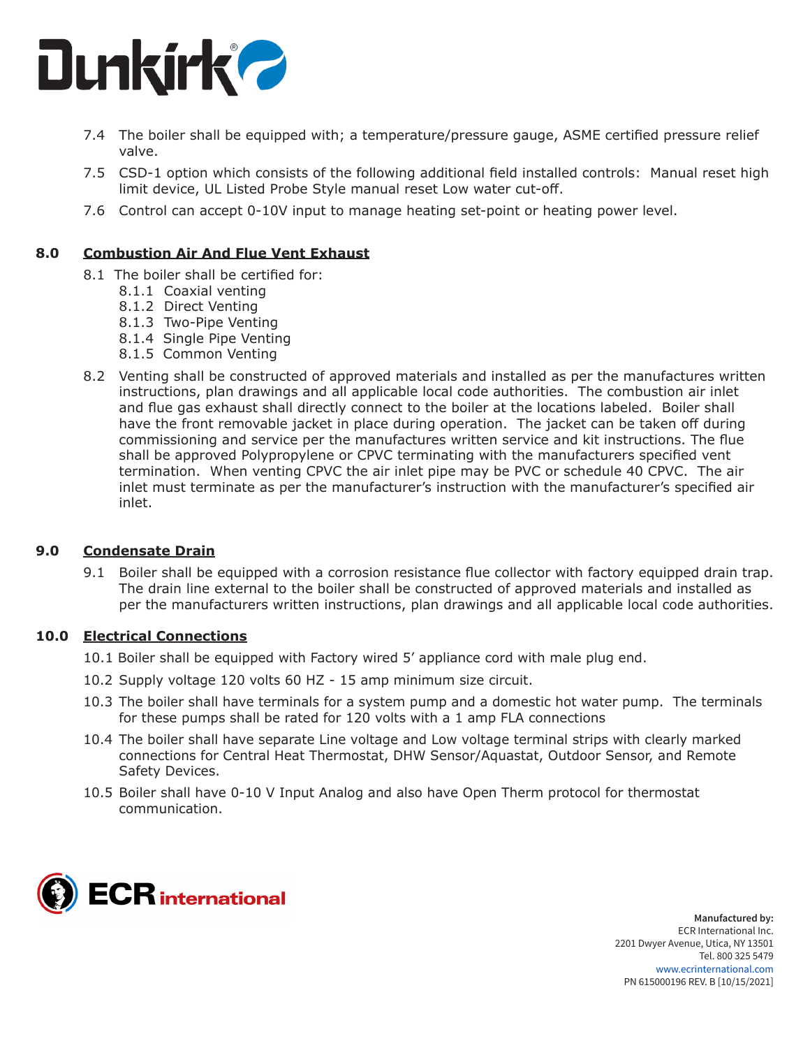7.4 The boiler shall be equipped with; a temperature/pressure gauge, ASME certified pressure relief valve.

7.5 CSD-1 option which consists of the following additional field installed controls: Manual reset high limit device, UL Listed Probe Style manual reset Low water cut-off.

7.6 Control can accept 0-10V input to manage heating set-point or heating power level.

## 8.0 Combustion Air And Flue Vent Exhaust

8.1 The boiler shall be certified for:

- 8.1.1 Coaxial venting
- 8.1.2 Direct Venting
- 8.1.3 Two-Pipe Venting
- 8.1.4 Single Pipe Venting
- 8.1.5 Common Venting

8.2 Venting shall be constructed of approved materials and installed as per the manufactures written instructions, plan drawings and all applicable local code authorities. The combustion air inlet and flue gas exhaust shall directly connect to the boiler at the locations labeled. Boiler shall have the front removable jacket in place during operation. The jacket can be taken off during commissioning and service per the manufactures written service and kit instructions. The flue shall be approved Polypropylene or CPVC terminating with the manufacturers specified vent termination. When venting CPVC the air inlet pipe may be PVC or schedule 40 CPVC. The air inlet must terminate as per the manufacturer's instruction with the manufacturer's specified air inlet.

## 9.0 Condensate Drain

9.1 Boiler shall be equipped with a corrosion resistance flue collector with factory equipped drain trap. The drain line external to the boiler shall be constructed of approved materials and installed as per the manufacturers written instructions, plan drawings and all applicable local code authorities.

## 10.0 Electrical Connections

10.1 Boiler shall be equipped with Factory wired 5' appliance cord with male plug end.

10.2 Supply voltage 120 volts 60 HZ - 15 amp minimum size circuit.

10.3 The boiler shall have terminals for a system pump and a domestic hot water pump. The terminals for these pumps shall be rated for 120 volts with a 1 amp FLA connections

10.4 The boiler shall have separate Line voltage and Low voltage terminal strips with clearly marked connections for Central Heat Thermostat, DHW Sensor/Aquastat, Outdoor Sensor, and Remote Safety Devices.

10.5 Boiler shall have 0-10 V Input Analog and also have Open Therm protocol for thermostat communication.

**Manufactured by:**
ECR International Inc.
2201 Dwyer Avenue, Utica, NY 13501
Tel. 800 325 5479
www.ecrinternational.com
PN 615000196 REV. B [10/15/2021]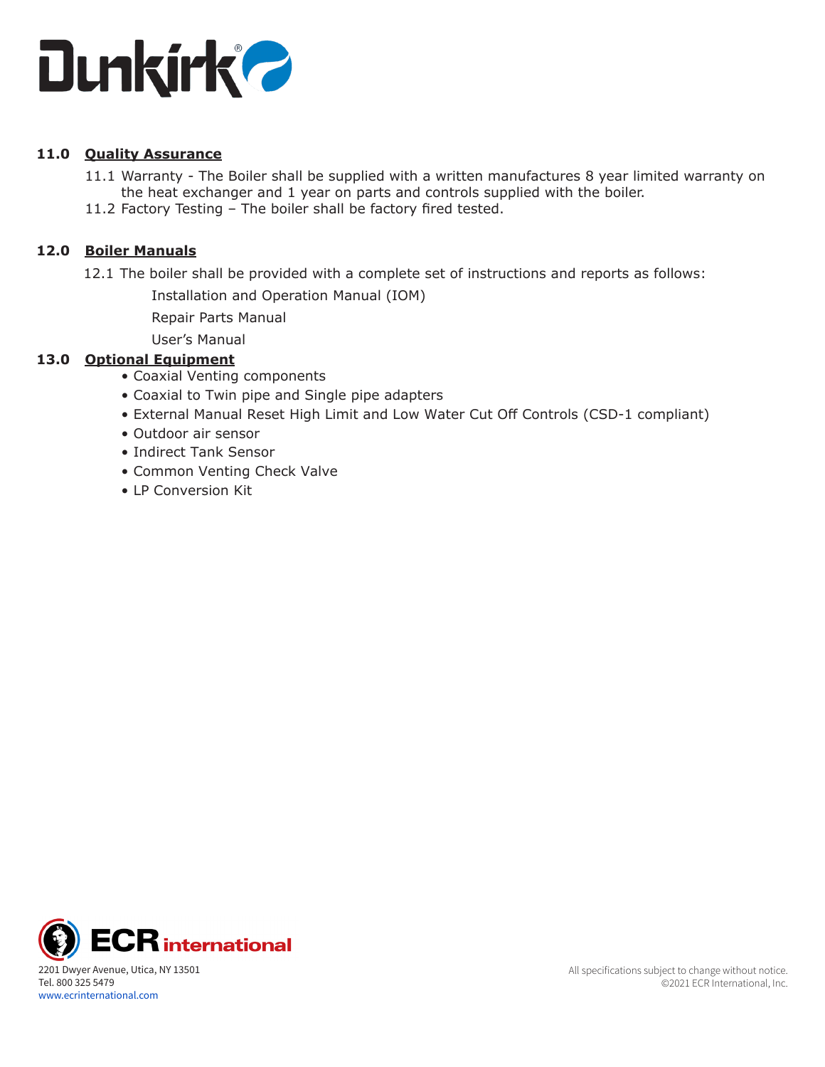## 11.0 Quality Assurance

11.1 Warranty - The Boiler shall be supplied with a written manufactures 8 year limited warranty on the heat exchanger and 1 year on parts and controls supplied with the boiler.

11.2 Factory Testing – The boiler shall be factory fired tested.

## 12.0 Boiler Manuals

12.1 The boiler shall be provided with a complete set of instructions and reports as follows:

Installation and Operation Manual (IOM)

Repair Parts Manual

User's Manual

## 13.0 Optional Equipment

- Coaxial Venting components
- Coaxial to Twin pipe and Single pipe adapters
- External Manual Reset High Limit and Low Water Cut Off Controls (CSD-1 compliant)
- Outdoor air sensor
- Indirect Tank Sensor
- Common Venting Check Valve
- LP Conversion Kit

2201 Dwyer Avenue, Utica, NY 13501
Tel. 800 325 5479
www.ecrinternational.com

All specifications subject to change without notice.
©2021 ECR International, Inc.